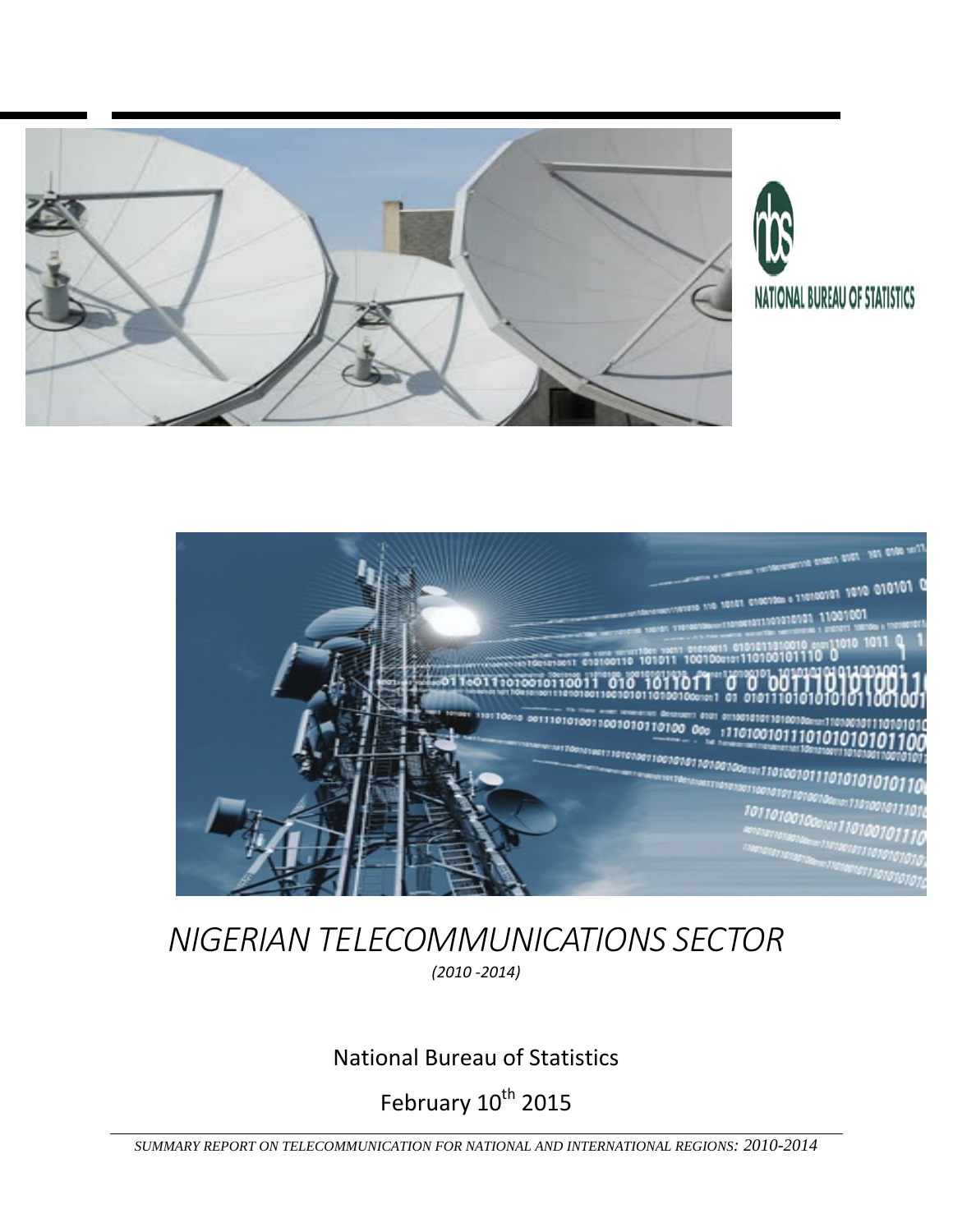NATIONAL BUREAU OF STATISTICS

# NIGERIAN TELECOMMUNICATIONS SECTOR

*(2010 -2014)*

National Bureau of Statistics

February 10th 2015

*SUMMARY REPORT ON TELECOMMUNICATION FOR NATIONAL AND INTERNATIONAL REGIONS: 2010-2014*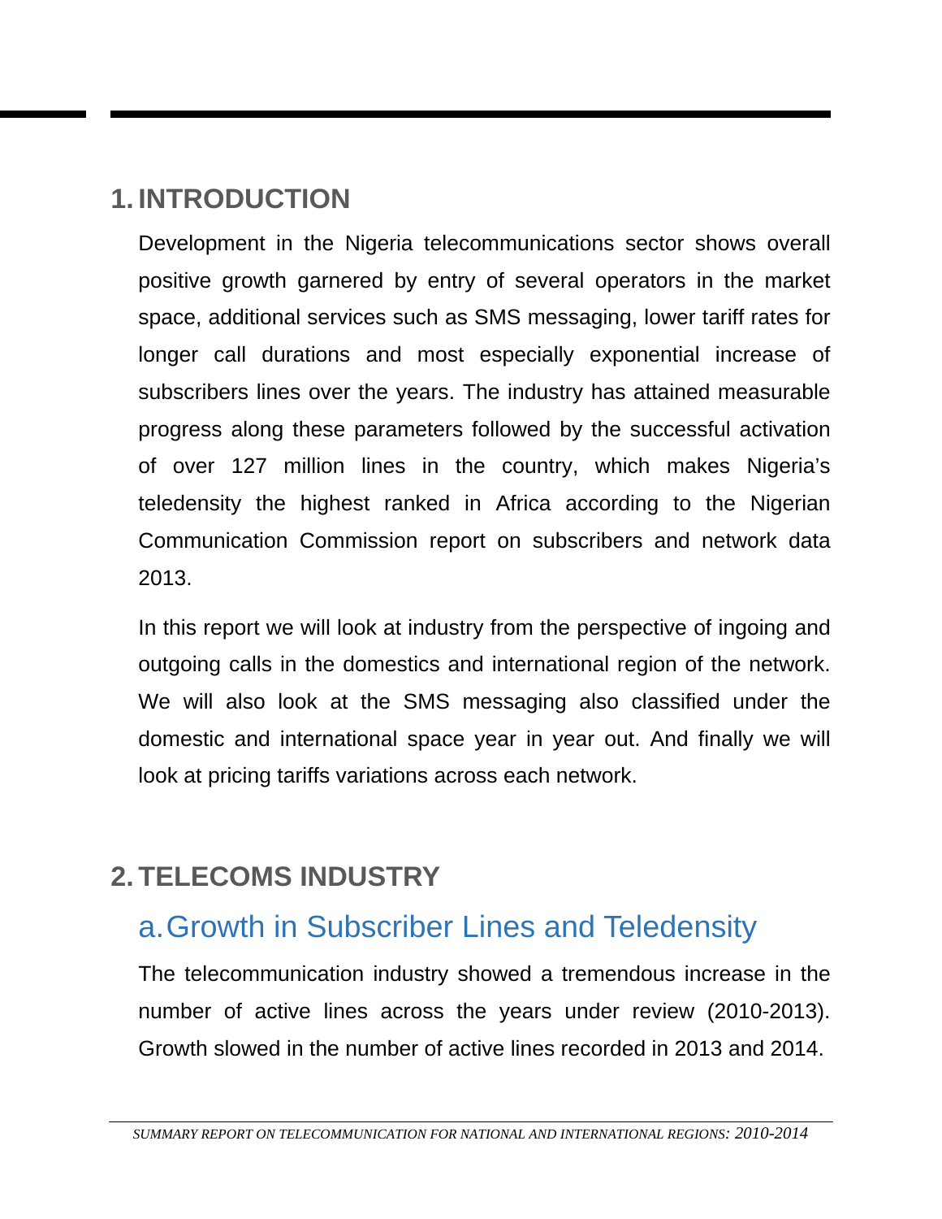# 1. INTRODUCTION

Development in the Nigeria telecommunications sector shows overall positive growth garnered by entry of several operators in the market space, additional services such as SMS messaging, lower tariff rates for longer call durations and most especially exponential increase of subscribers lines over the years. The industry has attained measurable progress along these parameters followed by the successful activation of over 127 million lines in the country, which makes Nigeria's teledensity the highest ranked in Africa according to the Nigerian Communication Commission report on subscribers and network data 2013.

In this report we will look at industry from the perspective of ingoing and outgoing calls in the domestics and international region of the network. We will also look at the SMS messaging also classified under the domestic and international space year in year out. And finally we will look at pricing tariffs variations across each network.

# 2. TELECOMS INDUSTRY

## a. Growth in Subscriber Lines and Teledensity

The telecommunication industry showed a tremendous increase in the number of active lines across the years under review (2010-2013). Growth slowed in the number of active lines recorded in 2013 and 2014.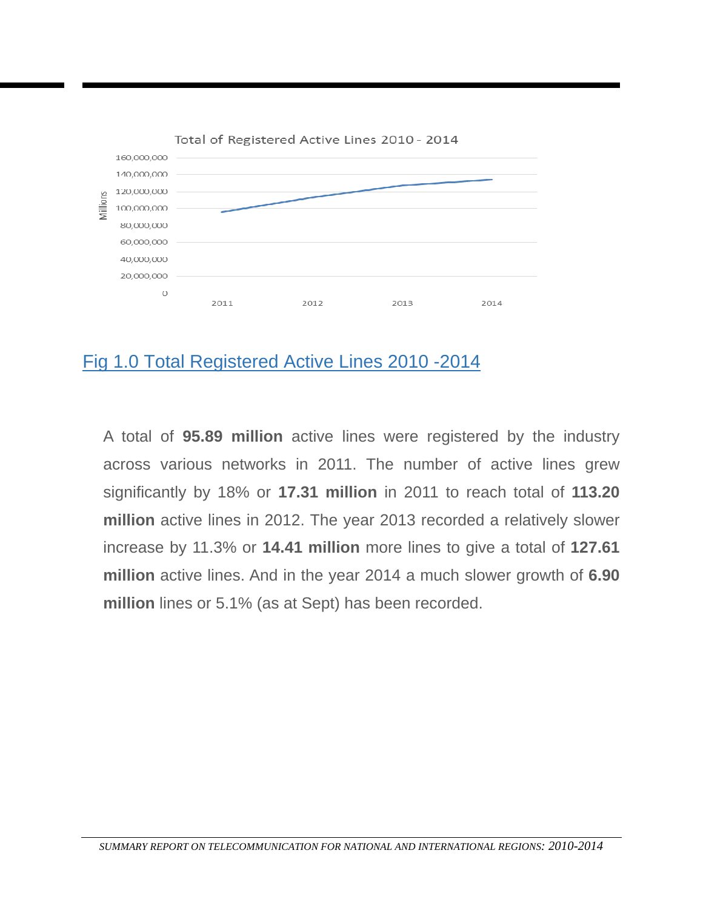Fig 1.0 Total Registered Active Lines 2010 -2014

A total of **95.89 million** active lines were registered by the industry across various networks in 2011. The number of active lines grew significantly by 18% or **17.31 million** in 2011 to reach total of **113.20 million** active lines in 2012. The year 2013 recorded a relatively slower increase by 11.3% or **14.41 million** more lines to give a total of **127.61 million** active lines. And in the year 2014 a much slower growth of **6.90 million** lines or 5.1% (as at Sept) has been recorded.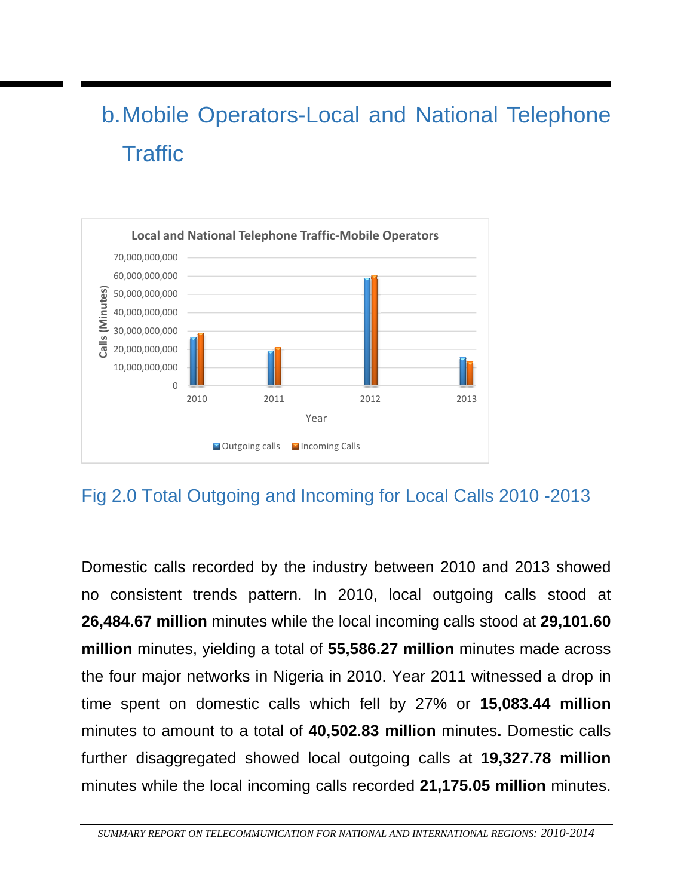## b. Mobile Operators-Local and National Telephone Traffic

Fig 2.0 Total Outgoing and Incoming for Local Calls 2010 -2013

Domestic calls recorded by the industry between 2010 and 2013 showed no consistent trends pattern. In 2010, local outgoing calls stood at **26,484.67 million** minutes while the local incoming calls stood at **29,101.60 million** minutes, yielding a total of **55,586.27 million** minutes made across the four major networks in Nigeria in 2010. Year 2011 witnessed a drop in time spent on domestic calls which fell by 27% or **15,083.44 million** minutes to amount to a total of **40,502.83 million** minutes**.** Domestic calls further disaggregated showed local outgoing calls at **19,327.78 million** minutes while the local incoming calls recorded **21,175.05 million** minutes.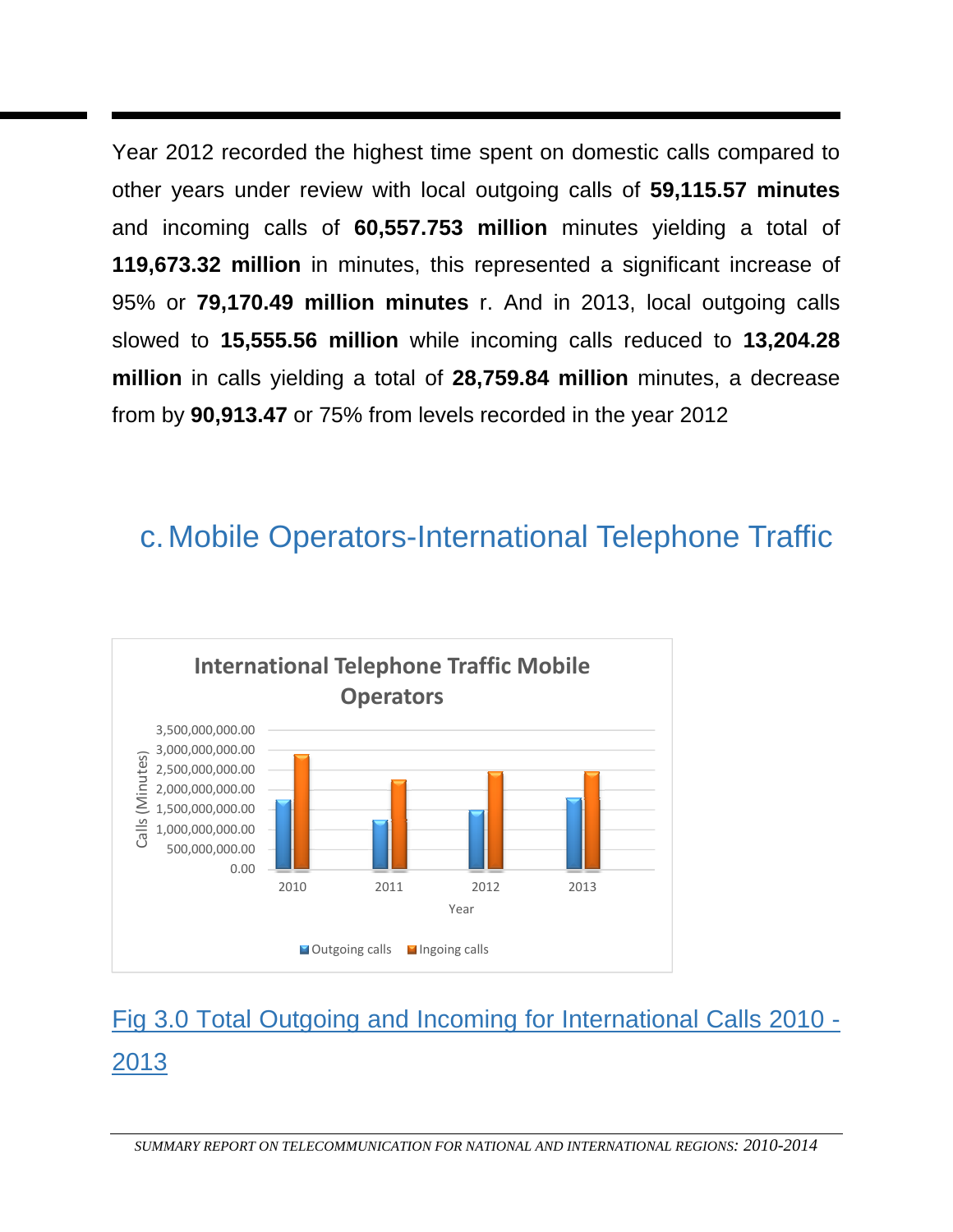Year 2012 recorded the highest time spent on domestic calls compared to other years under review with local outgoing calls of **59,115.57 minutes** and incoming calls of **60,557.753 million** minutes yielding a total of **119,673.32 million** in minutes, this represented a significant increase of 95% or **79,170.49 million minutes** r. And in 2013, local outgoing calls slowed to **15,555.56 million** while incoming calls reduced to **13,204.28 million** in calls yielding a total of **28,759.84 million** minutes, a decrease from by **90,913.47** or 75% from levels recorded in the year 2012

## c. Mobile Operators-International Telephone Traffic

International Telephone Traffic Mobile Operators

Fig 3.0 Total Outgoing and Incoming for International Calls 2010 - 2013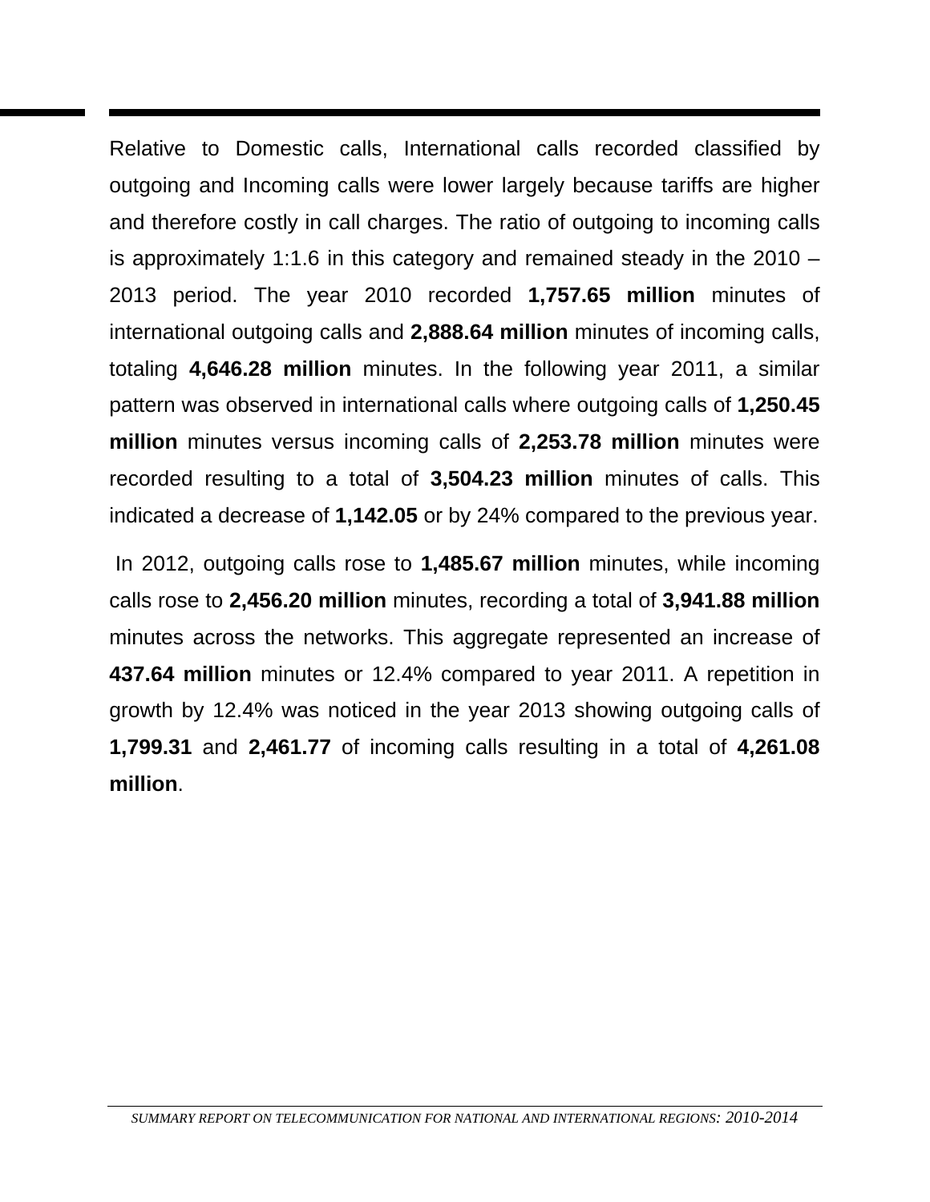Relative to Domestic calls, International calls recorded classified by outgoing and Incoming calls were lower largely because tariffs are higher and therefore costly in call charges. The ratio of outgoing to incoming calls is approximately 1:1.6 in this category and remained steady in the 2010 – 2013 period. The year 2010 recorded **1,757.65 million** minutes of international outgoing calls and **2,888.64 million** minutes of incoming calls, totaling **4,646.28 million** minutes. In the following year 2011, a similar pattern was observed in international calls where outgoing calls of **1,250.45 million** minutes versus incoming calls of **2,253.78 million** minutes were recorded resulting to a total of **3,504.23 million** minutes of calls. This indicated a decrease of **1,142.05** or by 24% compared to the previous year.

In 2012, outgoing calls rose to **1,485.67 million** minutes, while incoming calls rose to **2,456.20 million** minutes, recording a total of **3,941.88 million** minutes across the networks. This aggregate represented an increase of **437.64 million** minutes or 12.4% compared to year 2011. A repetition in growth by 12.4% was noticed in the year 2013 showing outgoing calls of **1,799.31** and **2,461.77** of incoming calls resulting in a total of **4,261.08 million**.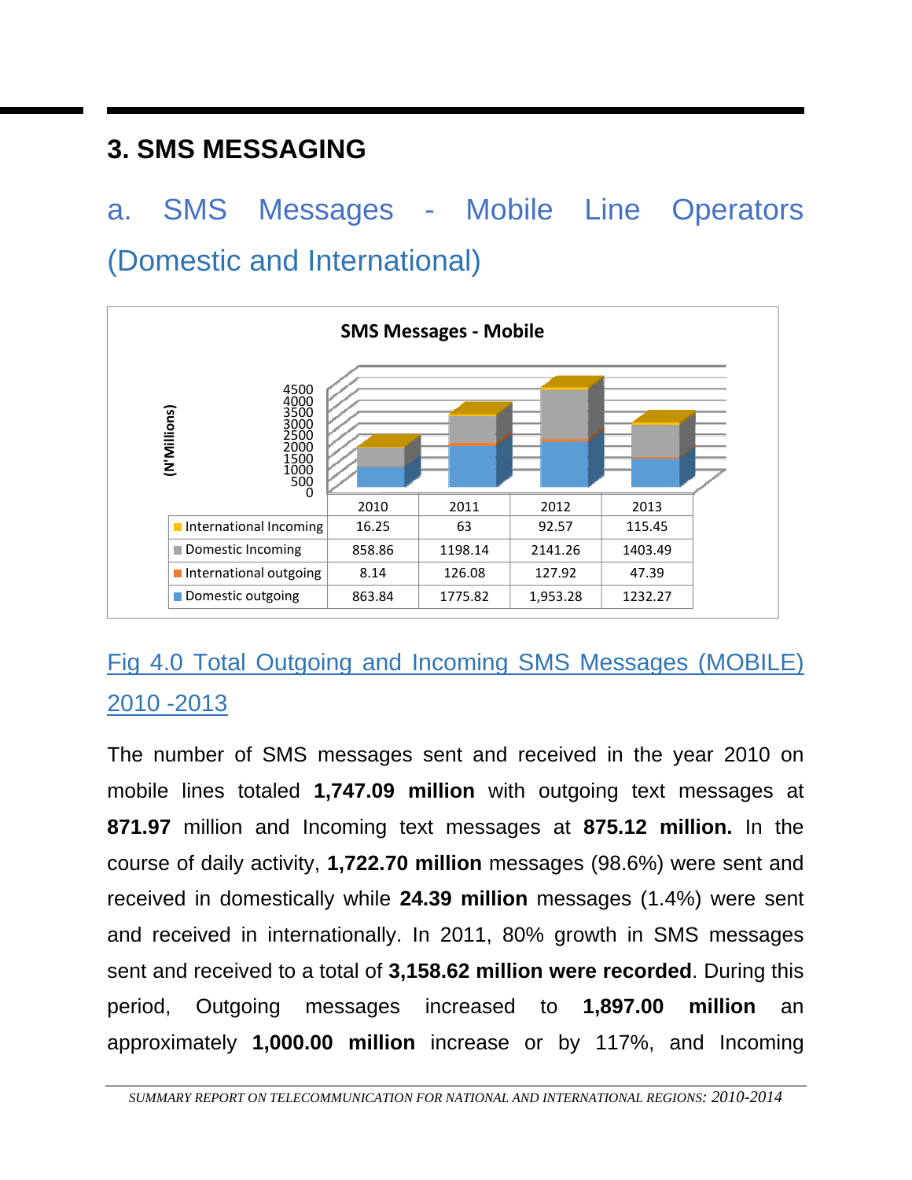# 3. SMS MESSAGING

## a. SMS Messages - Mobile Line Operators (Domestic and International)

**SMS Messages - Mobile**

| (N'Millions) | 2010 | 2011 | 2012 | 2013 |
|---|---|---|---|---|
| International Incoming | 16.25 | 63 | 92.57 | 115.45 |
| Domestic Incoming | 858.86 | 1198.14 | 2141.26 | 1403.49 |
| International outgoing | 8.14 | 126.08 | 127.92 | 47.39 |
| Domestic outgoing | 863.84 | 1775.82 | 1,953.28 | 1232.27 |

Fig 4.0 Total Outgoing and Incoming SMS Messages (MOBILE) 2010 -2013

The number of SMS messages sent and received in the year 2010 on mobile lines totaled **1,747.09 million** with outgoing text messages at **871.97** million and Incoming text messages at **875.12 million.** In the course of daily activity, **1,722.70 million** messages (98.6%) were sent and received in domestically while **24.39 million** messages (1.4%) were sent and received in internationally. In 2011, 80% growth in SMS messages sent and received to a total of **3,158.62 million were recorded**. During this period, Outgoing messages increased to **1,897.00 million** an approximately **1,000.00 million** increase or by 117%, and Incoming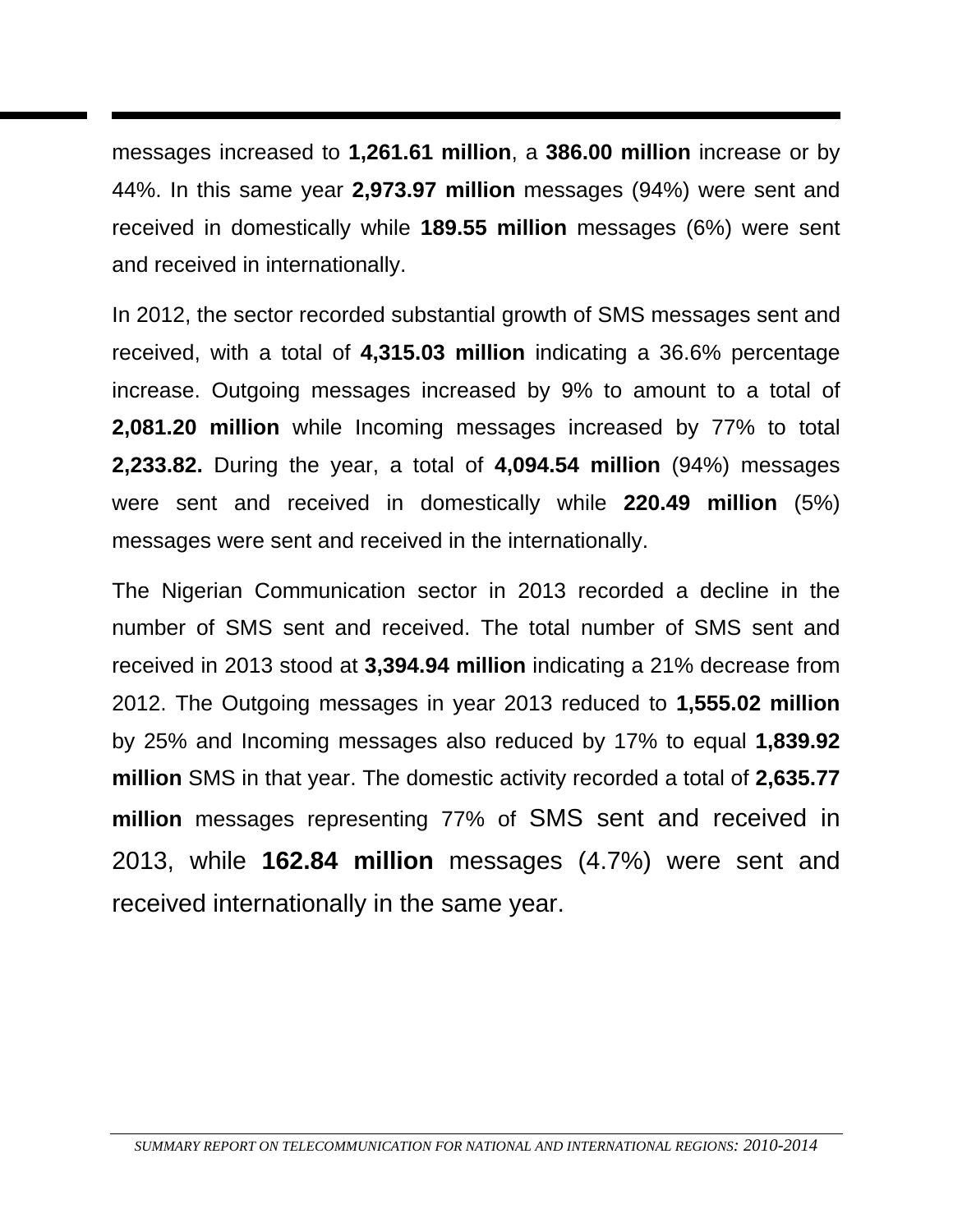messages increased to **1,261.61 million**, a **386.00 million** increase or by 44%. In this same year **2,973.97 million** messages (94%) were sent and received in domestically while **189.55 million** messages (6%) were sent and received in internationally.

In 2012, the sector recorded substantial growth of SMS messages sent and received, with a total of **4,315.03 million** indicating a 36.6% percentage increase. Outgoing messages increased by 9% to amount to a total of **2,081.20 million** while Incoming messages increased by 77% to total **2,233.82.** During the year, a total of **4,094.54 million** (94%) messages were sent and received in domestically while **220.49 million** (5%) messages were sent and received in the internationally.

The Nigerian Communication sector in 2013 recorded a decline in the number of SMS sent and received. The total number of SMS sent and received in 2013 stood at **3,394.94 million** indicating a 21% decrease from 2012. The Outgoing messages in year 2013 reduced to **1,555.02 million** by 25% and Incoming messages also reduced by 17% to equal **1,839.92 million** SMS in that year. The domestic activity recorded a total of **2,635.77 million** messages representing 77% of SMS sent and received in 2013, while **162.84 million** messages (4.7%) were sent and received internationally in the same year.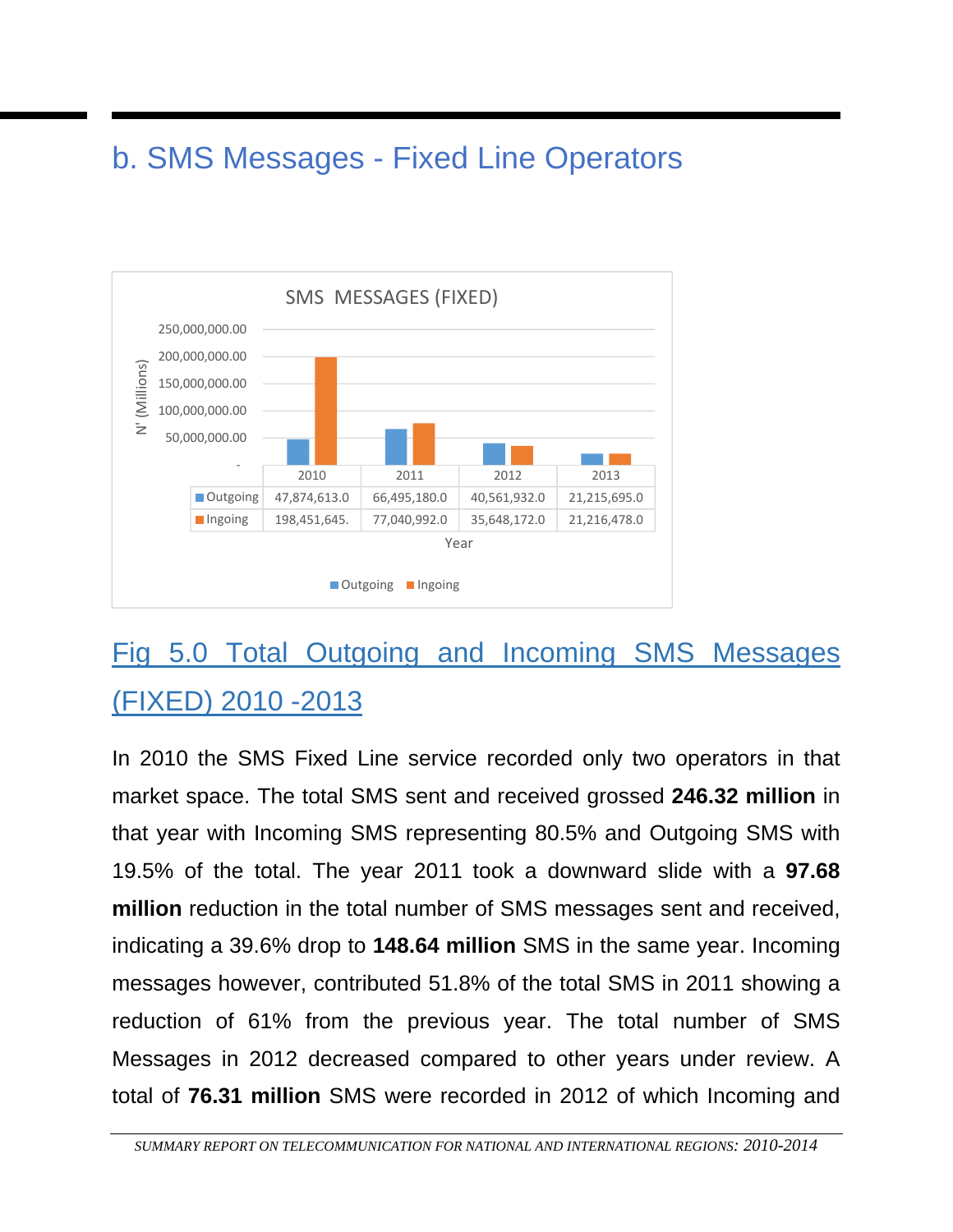## b. SMS Messages - Fixed Line Operators

SMS MESSAGES (FIXED)

| | 2010 | 2011 | 2012 | 2013 |
|---|---|---|---|---|
| Outgoing | 47,874,613.0 | 66,495,180.0 | 40,561,932.0 | 21,215,695.0 |
| Ingoing | 198,451,645. | 77,040,992.0 | 35,648,172.0 | 21,216,478.0 |

Fig 5.0 Total Outgoing and Incoming SMS Messages (FIXED) 2010 -2013

In 2010 the SMS Fixed Line service recorded only two operators in that market space. The total SMS sent and received grossed **246.32 million** in that year with Incoming SMS representing 80.5% and Outgoing SMS with 19.5% of the total. The year 2011 took a downward slide with a **97.68 million** reduction in the total number of SMS messages sent and received, indicating a 39.6% drop to **148.64 million** SMS in the same year. Incoming messages however, contributed 51.8% of the total SMS in 2011 showing a reduction of 61% from the previous year. The total number of SMS Messages in 2012 decreased compared to other years under review. A total of **76.31 million** SMS were recorded in 2012 of which Incoming and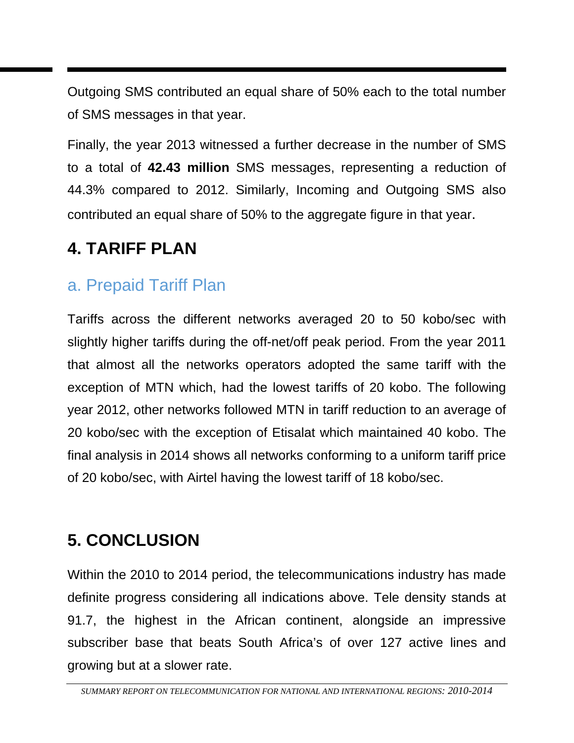Outgoing SMS contributed an equal share of 50% each to the total number of SMS messages in that year.

Finally, the year 2013 witnessed a further decrease in the number of SMS to a total of **42.43 million** SMS messages, representing a reduction of 44.3% compared to 2012. Similarly, Incoming and Outgoing SMS also contributed an equal share of 50% to the aggregate figure in that year.

## 4. TARIFF PLAN

### a. Prepaid Tariff Plan

Tariffs across the different networks averaged 20 to 50 kobo/sec with slightly higher tariffs during the off-net/off peak period. From the year 2011 that almost all the networks operators adopted the same tariff with the exception of MTN which, had the lowest tariffs of 20 kobo. The following year 2012, other networks followed MTN in tariff reduction to an average of 20 kobo/sec with the exception of Etisalat which maintained 40 kobo. The final analysis in 2014 shows all networks conforming to a uniform tariff price of 20 kobo/sec, with Airtel having the lowest tariff of 18 kobo/sec.

## 5. CONCLUSION

Within the 2010 to 2014 period, the telecommunications industry has made definite progress considering all indications above. Tele density stands at 91.7, the highest in the African continent, alongside an impressive subscriber base that beats South Africa's of over 127 active lines and growing but at a slower rate.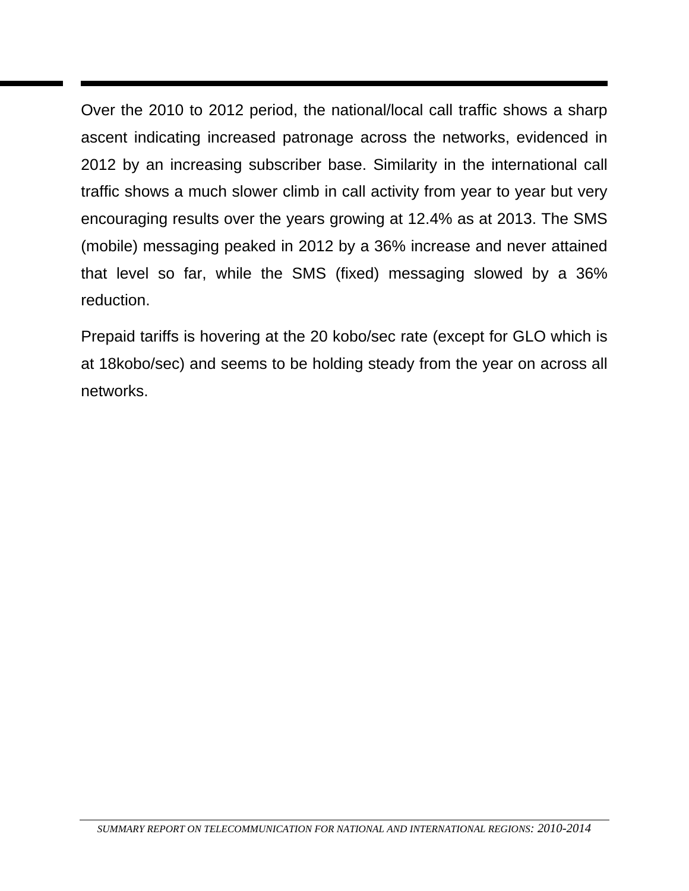Over the 2010 to 2012 period, the national/local call traffic shows a sharp ascent indicating increased patronage across the networks, evidenced in 2012 by an increasing subscriber base. Similarity in the international call traffic shows a much slower climb in call activity from year to year but very encouraging results over the years growing at 12.4% as at 2013. The SMS (mobile) messaging peaked in 2012 by a 36% increase and never attained that level so far, while the SMS (fixed) messaging slowed by a 36% reduction.

Prepaid tariffs is hovering at the 20 kobo/sec rate (except for GLO which is at 18kobo/sec) and seems to be holding steady from the year on across all networks.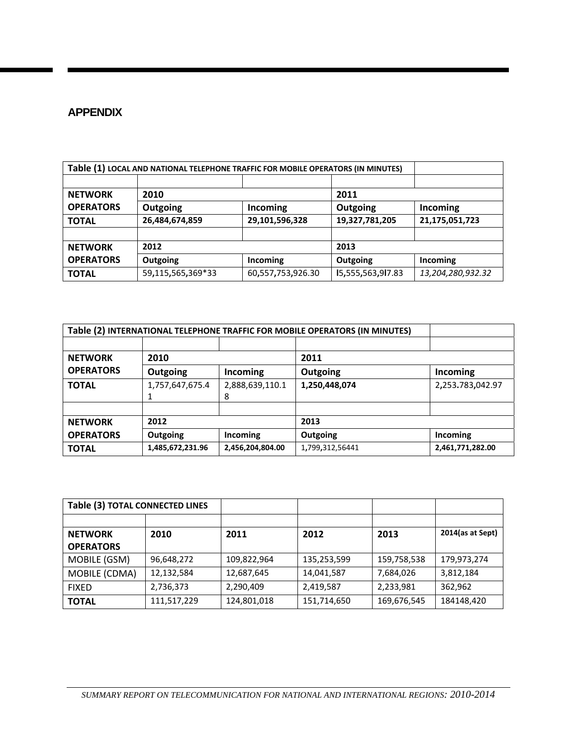## APPENDIX

| Table (1) LOCAL AND NATIONAL TELEPHONE TRAFFIC FOR MOBILE OPERATORS (IN MINUTES) | | | | |
|---|---|---|---|---|
| | | | | |
| **NETWORK OPERATORS** | **2010** | | **2011** | |
| | **Outgoing** | **Incoming** | **Outgoing** | **Incoming** |
| **TOTAL** | **26,484,674,859** | **29,101,596,328** | **19,327,781,205** | **21,175,051,723** |
| | | | | |
| **NETWORK OPERATORS** | **2012** | | **2013** | |
| | **Outgoing** | **Incoming** | **Outgoing** | **Incoming** |
| **TOTAL** | 59,115,565,369*33 | 60,557,753,926.30 | I5,555,563,9I7.83 | *13,204,280,932.32* |

| Table (2) INTERNATIONAL TELEPHONE TRAFFIC FOR MOBILE OPERATORS (IN MINUTES) | | | | |
|---|---|---|---|---|
| | | | | |
| **NETWORK OPERATORS** | **2010** | | **2011** | |
| | **Outgoing** | **Incoming** | **Outgoing** | **Incoming** |
| **TOTAL** | 1,757,647,675.41 | 2,888,639,110.18 | **1,250,448,074** | 2,253.783,042.97 |
| | | | | |
| **NETWORK OPERATORS** | **2012** | | **2013** | |
| | **Outgoing** | **Incoming** | **Outgoing** | **Incoming** |
| **TOTAL** | **1,485,672,231.96** | **2,456,204,804.00** | 1,799,312,56441 | **2,461,771,282.00** |

| Table (3) TOTAL CONNECTED LINES | | | | | |
|---|---|---|---|---|---|
| | | | | | |
| **NETWORK OPERATORS** | **2010** | **2011** | **2012** | **2013** | **2014(as at Sept)** |
| MOBILE (GSM) | 96,648,272 | 109,822,964 | 135,253,599 | 159,758,538 | 179,973,274 |
| MOBILE (CDMA) | 12,132,584 | 12,687,645 | 14,041,587 | 7,684,026 | 3,812,184 |
| FIXED | 2,736,373 | 2,290,409 | 2,419,587 | 2,233,981 | 362,962 |
| **TOTAL** | 111,517,229 | 124,801,018 | 151,714,650 | 169,676,545 | 184148,420 |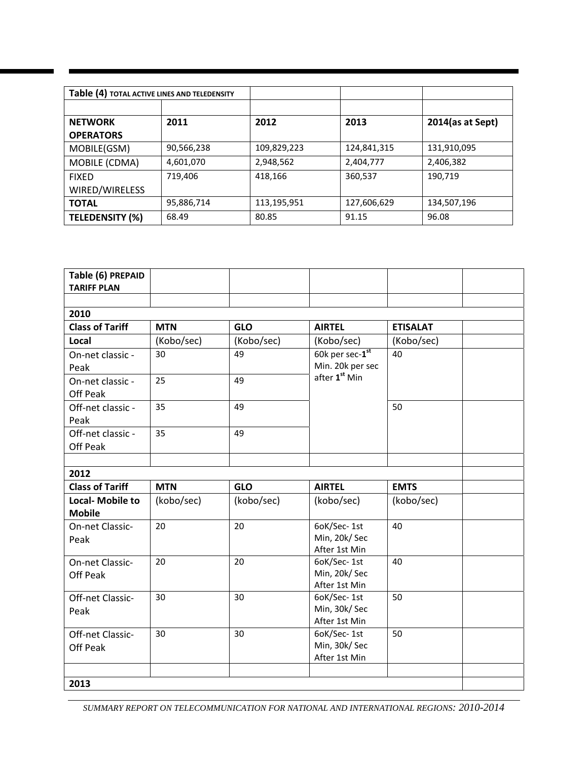| Table (4) TOTAL ACTIVE LINES AND TELEDENSITY | | | | |
|---|---|---|---|---|
| | | | | |
| **NETWORK OPERATORS** | **2011** | **2012** | **2013** | **2014(as at Sept)** |
| MOBILE(GSM) | 90,566,238 | 109,829,223 | 124,841,315 | 131,910,095 |
| MOBILE (CDMA) | 4,601,070 | 2,948,562 | 2,404,777 | 2,406,382 |
| FIXED WIRED/WIRELESS | 719,406 | 418,166 | 360,537 | 190,719 |
| **TOTAL** | 95,886,714 | 113,195,951 | 127,606,629 | 134,507,196 |
| **TELEDENSITY (%)** | 68.49 | 80.85 | 91.15 | 96.08 |

| Table (6) PREPAID TARIFF PLAN | | | | | |
|---|---|---|---|---|---|
| | | | | | |
| **2010** | | | | | |
| **Class of Tariff** | **MTN** | **GLO** | **AIRTEL** | **ETISALAT** | |
| **Local** | (Kobo/sec) | (Kobo/sec) | (Kobo/sec) | (Kobo/sec) | |
| On-net classic - Peak | 30 | 49 | 60k per sec-1st Min. 20k per sec after 1st Min | 40 | |
| On-net classic - Off Peak | 25 | 49 | | | |
| Off-net classic - Peak | 35 | 49 | | 50 | |
| Off-net classic - Off Peak | 35 | 49 | | | |
| | | | | | |
| **2012** | | | | | |
| **Class of Tariff** | **MTN** | **GLO** | **AIRTEL** | **EMTS** | |
| **Local- Mobile to Mobile** | (kobo/sec) | (kobo/sec) | (kobo/sec) | (kobo/sec) | |
| On-net Classic- Peak | 20 | 20 | 6oK/Sec- 1st Min, 20k/ Sec After 1st Min | 40 | |
| On-net Classic- Off Peak | 20 | 20 | 6oK/Sec- 1st Min, 20k/ Sec After 1st Min | 40 | |
| Off-net Classic- Peak | 30 | 30 | 6oK/Sec- 1st Min, 30k/ Sec After 1st Min | 50 | |
| Off-net Classic- Off Peak | 30 | 30 | 6oK/Sec- 1st Min, 30k/ Sec After 1st Min | 50 | |
| | | | | | |
| **2013** | | | | | |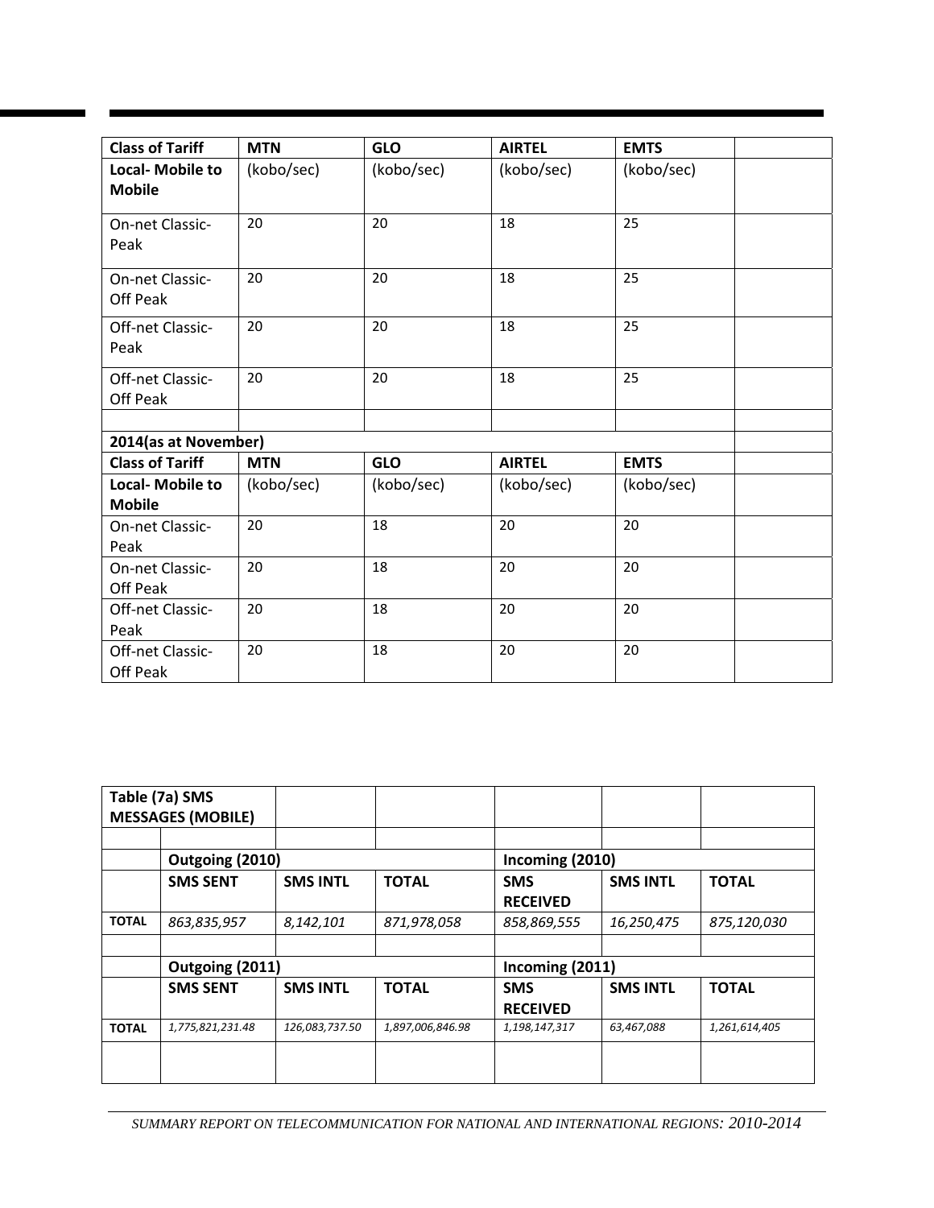| Class of Tariff | MTN | GLO | AIRTEL | EMTS | |
|---|---|---|---|---|---|
| **Local- Mobile to Mobile** | (kobo/sec) | (kobo/sec) | (kobo/sec) | (kobo/sec) | |
| On-net Classic-Peak | 20 | 20 | 18 | 25 | |
| On-net Classic-Off Peak | 20 | 20 | 18 | 25 | |
| Off-net Classic-Peak | 20 | 20 | 18 | 25 | |
| Off-net Classic-Off Peak | 20 | 20 | 18 | 25 | |
| | | | | | |
| **2014(as at November)** | | | | | |
| **Class of Tariff** | **MTN** | **GLO** | **AIRTEL** | **EMTS** | |
| **Local- Mobile to Mobile** | (kobo/sec) | (kobo/sec) | (kobo/sec) | (kobo/sec) | |
| On-net Classic-Peak | 20 | 18 | 20 | 20 | |
| On-net Classic-Off Peak | 20 | 18 | 20 | 20 | |
| Off-net Classic-Peak | 20 | 18 | 20 | 20 | |
| Off-net Classic-Off Peak | 20 | 18 | 20 | 20 | |

| Table (7a) SMS MESSAGES (MOBILE) | | | | | | |
|---|---|---|---|---|---|---|
| | | | | | | |
| | **Outgoing (2010)** | | | **Incoming (2010)** | | |
| | **SMS SENT** | **SMS INTL** | **TOTAL** | **SMS RECEIVED** | **SMS INTL** | **TOTAL** |
| **TOTAL** | *863,835,957* | *8,142,101* | *871,978,058* | *858,869,555* | *16,250,475* | *875,120,030* |
| | | | | | | |
| | **Outgoing (2011)** | | | **Incoming (2011)** | | |
| | **SMS SENT** | **SMS INTL** | **TOTAL** | **SMS RECEIVED** | **SMS INTL** | **TOTAL** |
| **TOTAL** | *1,775,821,231.48* | *126,083,737.50* | *1,897,006,846.98* | *1,198,147,317* | *63,467,088* | *1,261,614,405* |
| | | | | | | |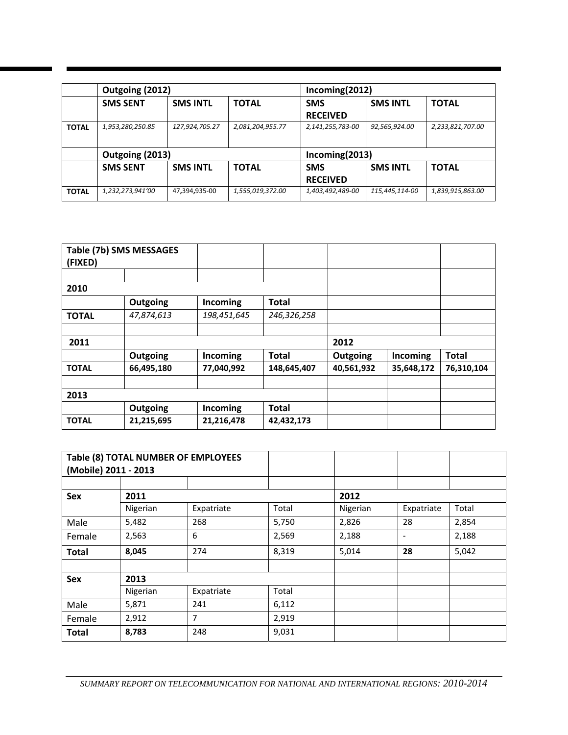| | Outgoing (2012) | | | Incoming(2012) | | |
|---|---|---|---|---|---|---|
| | SMS SENT | SMS INTL | TOTAL | SMS RECEIVED | SMS INTL | TOTAL |
| TOTAL | *1,953,280,250.85* | *127,924,705.27* | *2,081,204,955.77* | *2,141,255,783-00* | *92,565,924.00* | *2,233,821,707.00* |
| | | | | | | |
| | Outgoing (2013) | | | Incoming(2013) | | |
| | SMS SENT | SMS INTL | TOTAL | SMS RECEIVED | SMS INTL | TOTAL |
| TOTAL | *1,232,273,941'00* | 47,394,935-00 | *1,555,019,372.00* | *1,403,492,489-00* | *115,445,114-00* | *1,839,915,863.00* |

| Table (7b) SMS MESSAGES (FIXED) | | | | | | |
|---|---|---|---|---|---|---|
| | | | | | | |
| **2010** | | | | | | |
| | **Outgoing** | **Incoming** | **Total** | | | |
| **TOTAL** | *47,874,613* | *198,451,645* | *246,326,258* | | | |
| | | | | | | |
| **2011** | | | | **2012** | | |
| | **Outgoing** | **Incoming** | **Total** | **Outgoing** | **Incoming** | **Total** |
| **TOTAL** | **66,495,180** | **77,040,992** | **148,645,407** | **40,561,932** | **35,648,172** | **76,310,104** |
| | | | | | | |
| **2013** | | | | | | |
| | **Outgoing** | **Incoming** | **Total** | | | |
| **TOTAL** | **21,215,695** | **21,216,478** | **42,432,173** | | | |

| Table (8) TOTAL NUMBER OF EMPLOYEES (Mobile) 2011 - 2013 | | | | | | |
|---|---|---|---|---|---|---|
| | | | | | | |
| **Sex** | **2011** | | | **2012** | | |
| | Nigerian | Expatriate | Total | Nigerian | Expatriate | Total |
| Male | 5,482 | 268 | 5,750 | 2,826 | 28 | 2,854 |
| Female | 2,563 | 6 | 2,569 | 2,188 | - | 2,188 |
| **Total** | **8,045** | 274 | 8,319 | 5,014 | **28** | 5,042 |
| | | | | | | |
| **Sex** | **2013** | | | | | |
| | Nigerian | Expatriate | Total | | | |
| Male | 5,871 | 241 | 6,112 | | | |
| Female | 2,912 | 7 | 2,919 | | | |
| **Total** | **8,783** | 248 | 9,031 | | | |